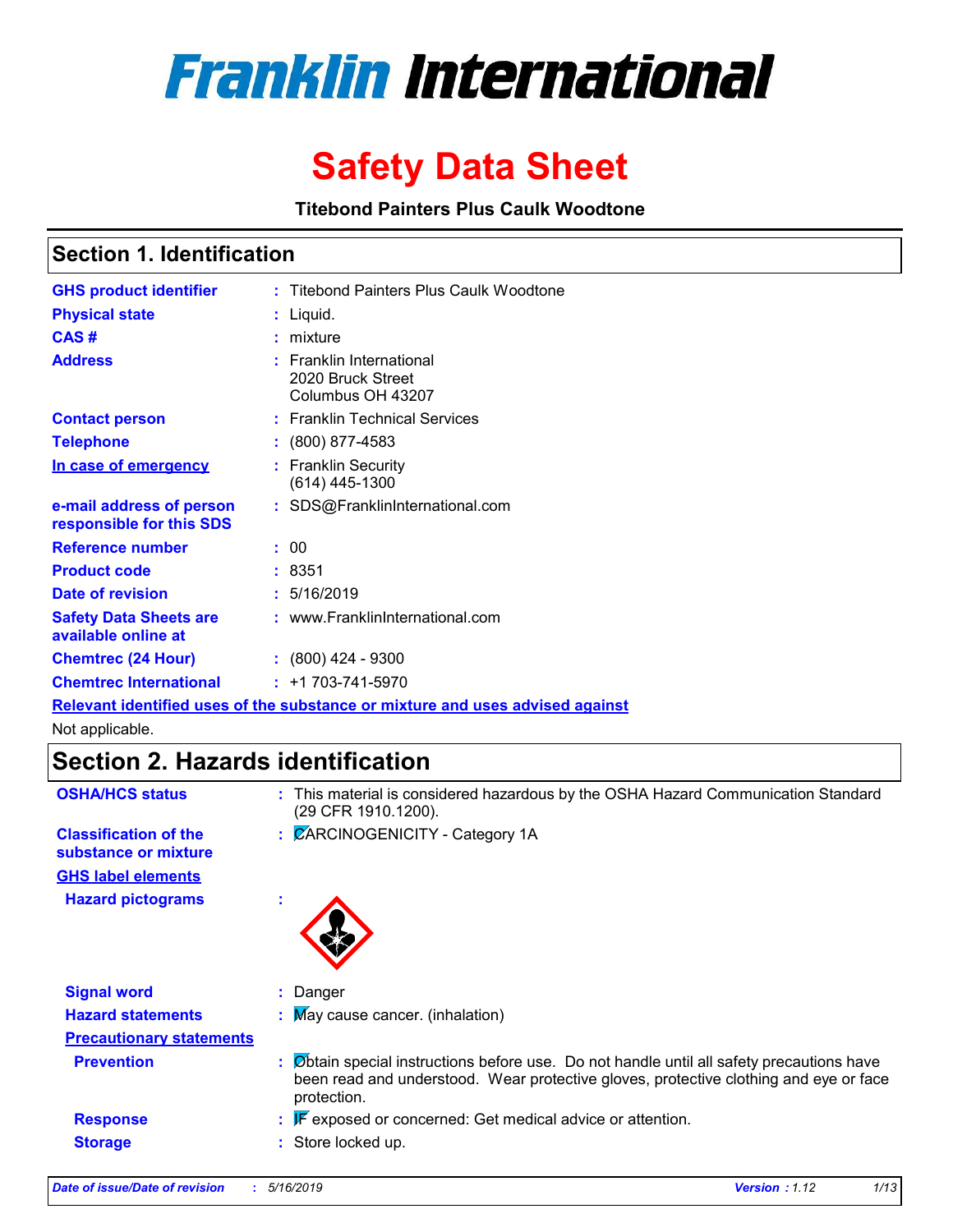# Franklin International

# Safety Data Sheet

**Titebond Painters Plus Caulk Woodtone**

## Section 1. Identification

**GHS product identifier** : Titebond Painters Plus Caulk Woodtone

**Physical state** : Liquid.

**CAS #** : mixture

**Address** : Franklin International
2020 Bruck Street
Columbus OH 43207

**Contact person** : Franklin Technical Services

**Telephone** : (800) 877-4583

**In case of emergency** : Franklin Security
(614) 445-1300

**e-mail address of person responsible for this SDS** : SDS@FranklinInternational.com

**Reference number** : 00

**Product code** : 8351

**Date of revision** : 5/16/2019

**Safety Data Sheets are available online at** : www.FranklinInternational.com

**Chemtrec (24 Hour)** : (800) 424 - 9300

**Chemtrec International** : +1 703-741-5970

**Relevant identified uses of the substance or mixture and uses advised against**

Not applicable.

## Section 2. Hazards identification

**OSHA/HCS status** : This material is considered hazardous by the OSHA Hazard Communication Standard (29 CFR 1910.1200).

**Classification of the substance or mixture** : CARCINOGENICITY - Category 1A

**GHS label elements**

**Hazard pictograms** :

**Signal word** : Danger

**Hazard statements** : May cause cancer. (inhalation)

**Precautionary statements**

**Prevention** : Obtain special instructions before use. Do not handle until all safety precautions have been read and understood. Wear protective gloves, protective clothing and eye or face protection.

**Response** : IF exposed or concerned: Get medical advice or attention.

**Storage** : Store locked up.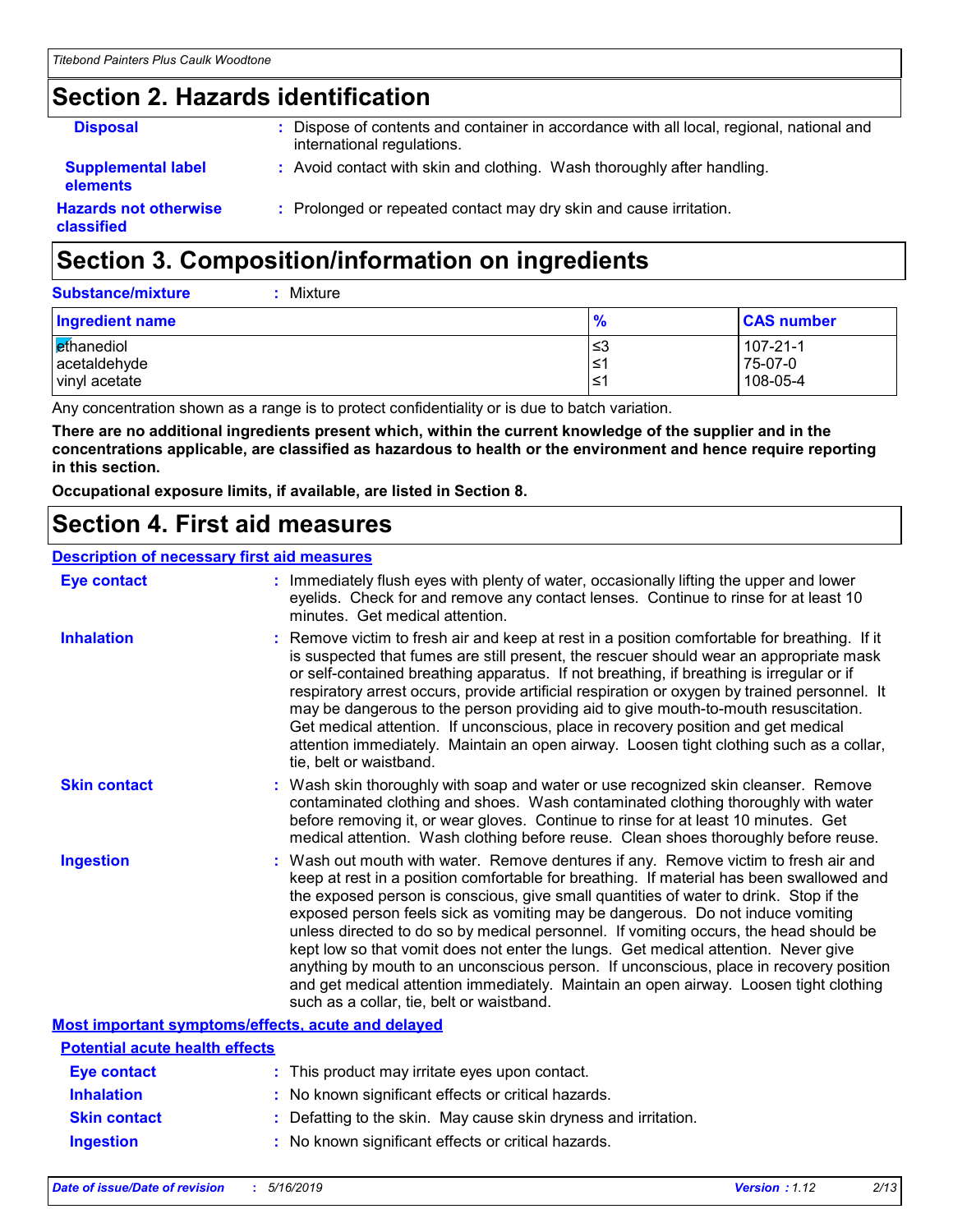## Section 2. Hazards identification

**Disposal** : Dispose of contents and container in accordance with all local, regional, national and international regulations.

**Supplemental label elements** : Avoid contact with skin and clothing. Wash thoroughly after handling.

**Hazards not otherwise classified** : Prolonged or repeated contact may dry skin and cause irritation.

## Section 3. Composition/information on ingredients

**Substance/mixture** : Mixture

| Ingredient name | % | CAS number |
|---|---|---|
| ethanediol | ≤3 | 107-21-1 |
| acetaldehyde | ≤1 | 75-07-0 |
| vinyl acetate | ≤1 | 108-05-4 |

Any concentration shown as a range is to protect confidentiality or is due to batch variation.

**There are no additional ingredients present which, within the current knowledge of the supplier and in the concentrations applicable, are classified as hazardous to health or the environment and hence require reporting in this section.**

**Occupational exposure limits, if available, are listed in Section 8.**

## Section 4. First aid measures

### Description of necessary first aid measures

**Eye contact** : Immediately flush eyes with plenty of water, occasionally lifting the upper and lower eyelids. Check for and remove any contact lenses. Continue to rinse for at least 10 minutes. Get medical attention.

**Inhalation** : Remove victim to fresh air and keep at rest in a position comfortable for breathing. If it is suspected that fumes are still present, the rescuer should wear an appropriate mask or self-contained breathing apparatus. If not breathing, if breathing is irregular or if respiratory arrest occurs, provide artificial respiration or oxygen by trained personnel. It may be dangerous to the person providing aid to give mouth-to-mouth resuscitation. Get medical attention. If unconscious, place in recovery position and get medical attention immediately. Maintain an open airway. Loosen tight clothing such as a collar, tie, belt or waistband.

**Skin contact** : Wash skin thoroughly with soap and water or use recognized skin cleanser. Remove contaminated clothing and shoes. Wash contaminated clothing thoroughly with water before removing it, or wear gloves. Continue to rinse for at least 10 minutes. Get medical attention. Wash clothing before reuse. Clean shoes thoroughly before reuse.

**Ingestion** : Wash out mouth with water. Remove dentures if any. Remove victim to fresh air and keep at rest in a position comfortable for breathing. If material has been swallowed and the exposed person is conscious, give small quantities of water to drink. Stop if the exposed person feels sick as vomiting may be dangerous. Do not induce vomiting unless directed to do so by medical personnel. If vomiting occurs, the head should be kept low so that vomit does not enter the lungs. Get medical attention. Never give anything by mouth to an unconscious person. If unconscious, place in recovery position and get medical attention immediately. Maintain an open airway. Loosen tight clothing such as a collar, tie, belt or waistband.

### Most important symptoms/effects, acute and delayed

#### Potential acute health effects

**Eye contact** : This product may irritate eyes upon contact.

**Inhalation** : No known significant effects or critical hazards.

**Skin contact** : Defatting to the skin. May cause skin dryness and irritation.

**Ingestion** : No known significant effects or critical hazards.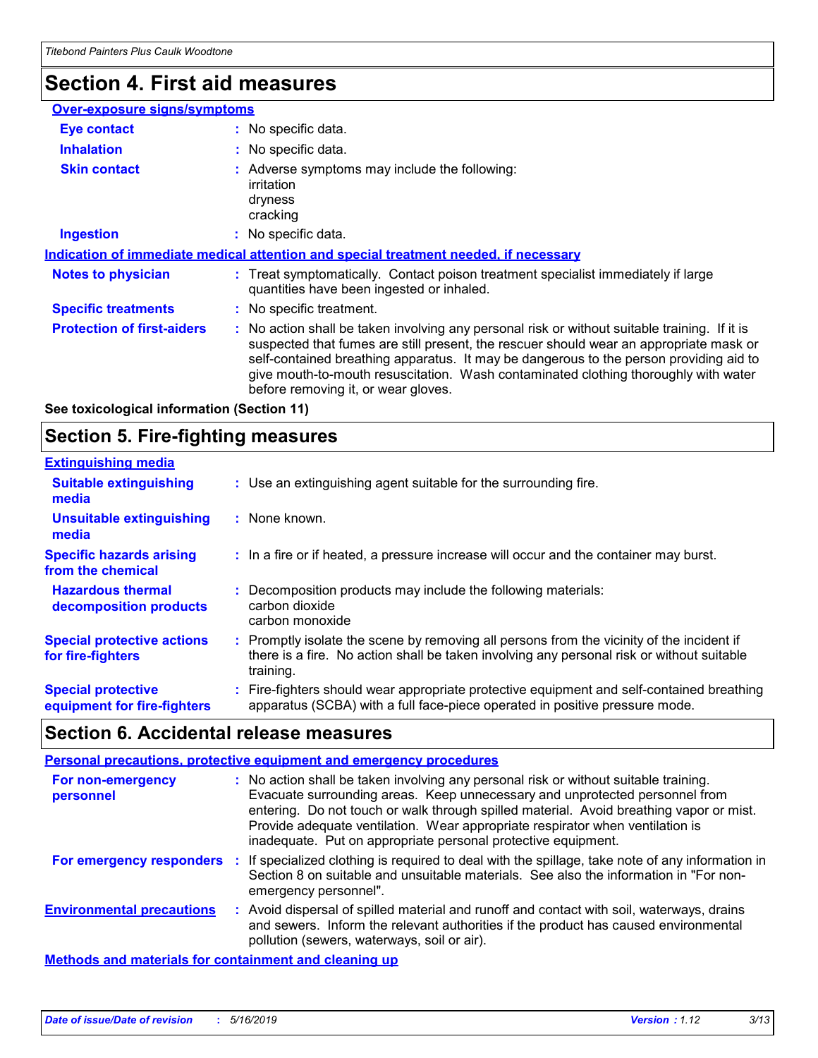# Section 4. First aid measures

**Over-exposure signs/symptoms**

**Eye contact** : No specific data.

**Inhalation** : No specific data.

**Skin contact** : Adverse symptoms may include the following:
irritation
dryness
cracking

**Ingestion** : No specific data.

**Indication of immediate medical attention and special treatment needed, if necessary**

**Notes to physician** : Treat symptomatically. Contact poison treatment specialist immediately if large quantities have been ingested or inhaled.

**Specific treatments** : No specific treatment.

**Protection of first-aiders** : No action shall be taken involving any personal risk or without suitable training. If it is suspected that fumes are still present, the rescuer should wear an appropriate mask or self-contained breathing apparatus. It may be dangerous to the person providing aid to give mouth-to-mouth resuscitation. Wash contaminated clothing thoroughly with water before removing it, or wear gloves.

**See toxicological information (Section 11)**

# Section 5. Fire-fighting measures

**Extinguishing media**

**Suitable extinguishing media** : Use an extinguishing agent suitable for the surrounding fire.

**Unsuitable extinguishing media** : None known.

**Specific hazards arising from the chemical** : In a fire or if heated, a pressure increase will occur and the container may burst.

**Hazardous thermal decomposition products** : Decomposition products may include the following materials:
carbon dioxide
carbon monoxide

**Special protective actions for fire-fighters** : Promptly isolate the scene by removing all persons from the vicinity of the incident if there is a fire. No action shall be taken involving any personal risk or without suitable training.

**Special protective equipment for fire-fighters** : Fire-fighters should wear appropriate protective equipment and self-contained breathing apparatus (SCBA) with a full face-piece operated in positive pressure mode.

# Section 6. Accidental release measures

**Personal precautions, protective equipment and emergency procedures**

**For non-emergency personnel** : No action shall be taken involving any personal risk or without suitable training. Evacuate surrounding areas. Keep unnecessary and unprotected personnel from entering. Do not touch or walk through spilled material. Avoid breathing vapor or mist. Provide adequate ventilation. Wear appropriate respirator when ventilation is inadequate. Put on appropriate personal protective equipment.

**For emergency responders** : If specialized clothing is required to deal with the spillage, take note of any information in Section 8 on suitable and unsuitable materials. See also the information in "For non-emergency personnel".

**Environmental precautions** : Avoid dispersal of spilled material and runoff and contact with soil, waterways, drains and sewers. Inform the relevant authorities if the product has caused environmental pollution (sewers, waterways, soil or air).

**Methods and materials for containment and cleaning up**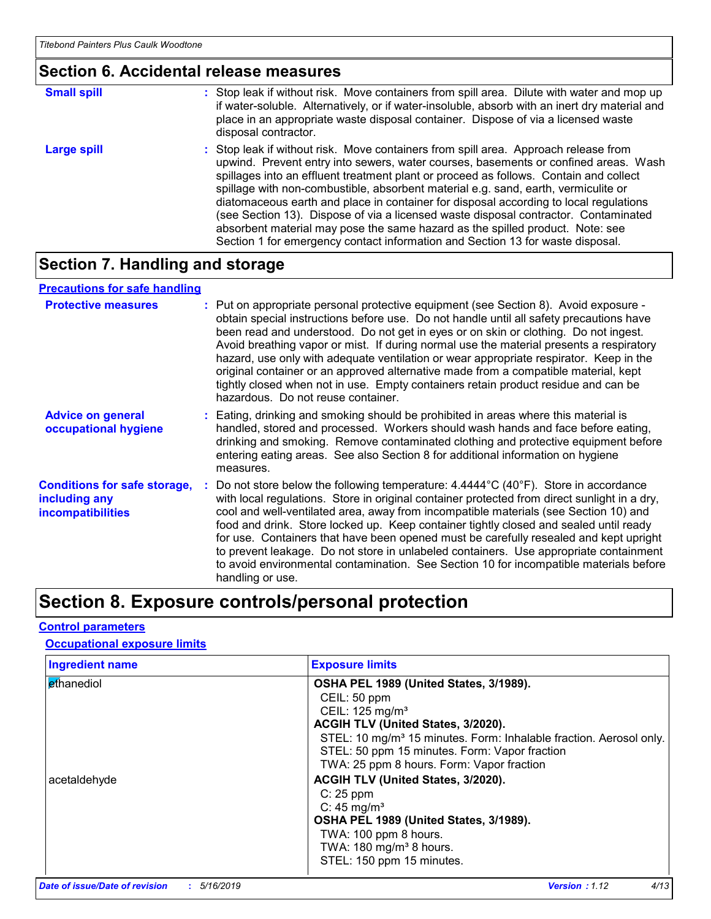## Section 6. Accidental release measures

**Small spill** : Stop leak if without risk. Move containers from spill area. Dilute with water and mop up if water-soluble. Alternatively, or if water-insoluble, absorb with an inert dry material and place in an appropriate waste disposal container. Dispose of via a licensed waste disposal contractor.

**Large spill** : Stop leak if without risk. Move containers from spill area. Approach release from upwind. Prevent entry into sewers, water courses, basements or confined areas. Wash spillages into an effluent treatment plant or proceed as follows. Contain and collect spillage with non-combustible, absorbent material e.g. sand, earth, vermiculite or diatomaceous earth and place in container for disposal according to local regulations (see Section 13). Dispose of via a licensed waste disposal contractor. Contaminated absorbent material may pose the same hazard as the spilled product. Note: see Section 1 for emergency contact information and Section 13 for waste disposal.

## Section 7. Handling and storage

### Precautions for safe handling

**Protective measures** : Put on appropriate personal protective equipment (see Section 8). Avoid exposure - obtain special instructions before use. Do not handle until all safety precautions have been read and understood. Do not get in eyes or on skin or clothing. Do not ingest. Avoid breathing vapor or mist. If during normal use the material presents a respiratory hazard, use only with adequate ventilation or wear appropriate respirator. Keep in the original container or an approved alternative made from a compatible material, kept tightly closed when not in use. Empty containers retain product residue and can be hazardous. Do not reuse container.

**Advice on general occupational hygiene** : Eating, drinking and smoking should be prohibited in areas where this material is handled, stored and processed. Workers should wash hands and face before eating, drinking and smoking. Remove contaminated clothing and protective equipment before entering eating areas. See also Section 8 for additional information on hygiene measures.

**Conditions for safe storage, including any incompatibilities** : Do not store below the following temperature: 4.4444°C (40°F). Store in accordance with local regulations. Store in original container protected from direct sunlight in a dry, cool and well-ventilated area, away from incompatible materials (see Section 10) and food and drink. Store locked up. Keep container tightly closed and sealed until ready for use. Containers that have been opened must be carefully resealed and kept upright to prevent leakage. Do not store in unlabeled containers. Use appropriate containment to avoid environmental contamination. See Section 10 for incompatible materials before handling or use.

## Section 8. Exposure controls/personal protection

### Control parameters

#### Occupational exposure limits

| Ingredient name | Exposure limits |
|---|---|
| ethanediol | **OSHA PEL 1989 (United States, 3/1989).**<br>CEIL: 50 ppm<br>CEIL: 125 mg/m³<br>**ACGIH TLV (United States, 3/2020).**<br>STEL: 10 mg/m³ 15 minutes. Form: Inhalable fraction. Aerosol only.<br>STEL: 50 ppm 15 minutes. Form: Vapor fraction<br>TWA: 25 ppm 8 hours. Form: Vapor fraction |
| acetaldehyde | **ACGIH TLV (United States, 3/2020).**<br>C: 25 ppm<br>C: 45 mg/m³<br>**OSHA PEL 1989 (United States, 3/1989).**<br>TWA: 100 ppm 8 hours.<br>TWA: 180 mg/m³ 8 hours.<br>STEL: 150 ppm 15 minutes. |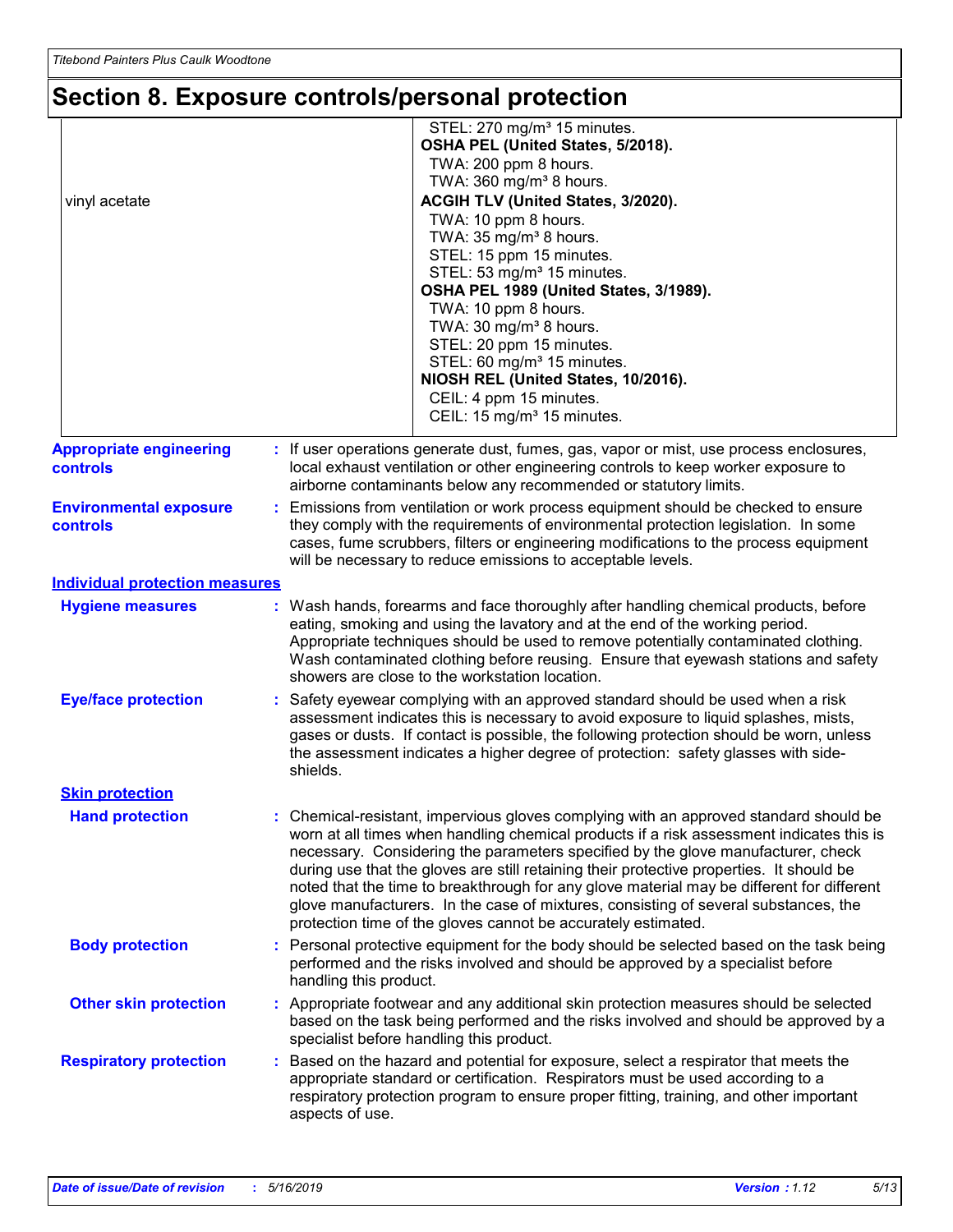# Section 8. Exposure controls/personal protection

| | |
|---|---|
| | STEL: 270 mg/m³ 15 minutes.<br>**OSHA PEL (United States, 5/2018).**<br>TWA: 200 ppm 8 hours.<br>TWA: 360 mg/m³ 8 hours. |
| vinyl acetate | **ACGIH TLV (United States, 3/2020).**<br>TWA: 10 ppm 8 hours.<br>TWA: 35 mg/m³ 8 hours.<br>STEL: 15 ppm 15 minutes.<br>STEL: 53 mg/m³ 15 minutes.<br>**OSHA PEL 1989 (United States, 3/1989).**<br>TWA: 10 ppm 8 hours.<br>TWA: 30 mg/m³ 8 hours.<br>STEL: 20 ppm 15 minutes.<br>STEL: 60 mg/m³ 15 minutes.<br>**NIOSH REL (United States, 10/2016).**<br>CEIL: 4 ppm 15 minutes.<br>CEIL: 15 mg/m³ 15 minutes. |

**Appropriate engineering controls** : If user operations generate dust, fumes, gas, vapor or mist, use process enclosures, local exhaust ventilation or other engineering controls to keep worker exposure to airborne contaminants below any recommended or statutory limits.

**Environmental exposure controls** : Emissions from ventilation or work process equipment should be checked to ensure they comply with the requirements of environmental protection legislation. In some cases, fume scrubbers, filters or engineering modifications to the process equipment will be necessary to reduce emissions to acceptable levels.

## Individual protection measures

**Hygiene measures** : Wash hands, forearms and face thoroughly after handling chemical products, before eating, smoking and using the lavatory and at the end of the working period. Appropriate techniques should be used to remove potentially contaminated clothing. Wash contaminated clothing before reusing. Ensure that eyewash stations and safety showers are close to the workstation location.

**Eye/face protection** : Safety eyewear complying with an approved standard should be used when a risk assessment indicates this is necessary to avoid exposure to liquid splashes, mists, gases or dusts. If contact is possible, the following protection should be worn, unless the assessment indicates a higher degree of protection: safety glasses with side-shields.

### Skin protection

**Hand protection** : Chemical-resistant, impervious gloves complying with an approved standard should be worn at all times when handling chemical products if a risk assessment indicates this is necessary. Considering the parameters specified by the glove manufacturer, check during use that the gloves are still retaining their protective properties. It should be noted that the time to breakthrough for any glove material may be different for different glove manufacturers. In the case of mixtures, consisting of several substances, the protection time of the gloves cannot be accurately estimated.

**Body protection** : Personal protective equipment for the body should be selected based on the task being performed and the risks involved and should be approved by a specialist before handling this product.

**Other skin protection** : Appropriate footwear and any additional skin protection measures should be selected based on the task being performed and the risks involved and should be approved by a specialist before handling this product.

**Respiratory protection** : Based on the hazard and potential for exposure, select a respirator that meets the appropriate standard or certification. Respirators must be used according to a respiratory protection program to ensure proper fitting, training, and other important aspects of use.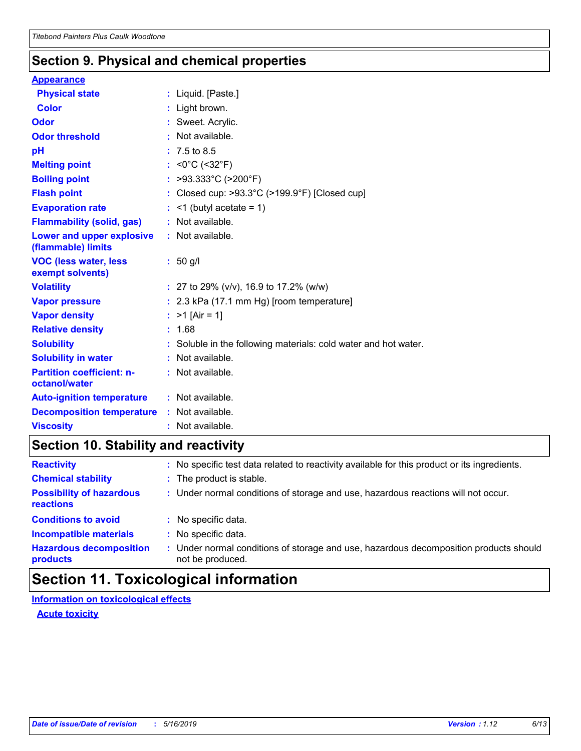## Section 9. Physical and chemical properties

**Appearance**

| | |
|---|---|
| **Physical state** | : Liquid. [Paste.] |
| **Color** | : Light brown. |
| **Odor** | : Sweet. Acrylic. |
| **Odor threshold** | : Not available. |
| **pH** | : 7.5 to 8.5 |
| **Melting point** | : <0°C (<32°F) |
| **Boiling point** | : >93.333°C (>200°F) |
| **Flash point** | : Closed cup: >93.3°C (>199.9°F) [Closed cup] |
| **Evaporation rate** | : <1 (butyl acetate = 1) |
| **Flammability (solid, gas)** | : Not available. |
| **Lower and upper explosive (flammable) limits** | : Not available. |
| **VOC (less water, less exempt solvents)** | : 50 g/l |
| **Volatility** | : 27 to 29% (v/v), 16.9 to 17.2% (w/w) |
| **Vapor pressure** | : 2.3 kPa (17.1 mm Hg) [room temperature] |
| **Vapor density** | : >1 [Air = 1] |
| **Relative density** | : 1.68 |
| **Solubility** | : Soluble in the following materials: cold water and hot water. |
| **Solubility in water** | : Not available. |
| **Partition coefficient: n-octanol/water** | : Not available. |
| **Auto-ignition temperature** | : Not available. |
| **Decomposition temperature** | : Not available. |
| **Viscosity** | : Not available. |

## Section 10. Stability and reactivity

| | |
|---|---|
| **Reactivity** | : No specific test data related to reactivity available for this product or its ingredients. |
| **Chemical stability** | : The product is stable. |
| **Possibility of hazardous reactions** | : Under normal conditions of storage and use, hazardous reactions will not occur. |
| **Conditions to avoid** | : No specific data. |
| **Incompatible materials** | : No specific data. |
| **Hazardous decomposition products** | : Under normal conditions of storage and use, hazardous decomposition products should not be produced. |

## Section 11. Toxicological information

**Information on toxicological effects**

**Acute toxicity**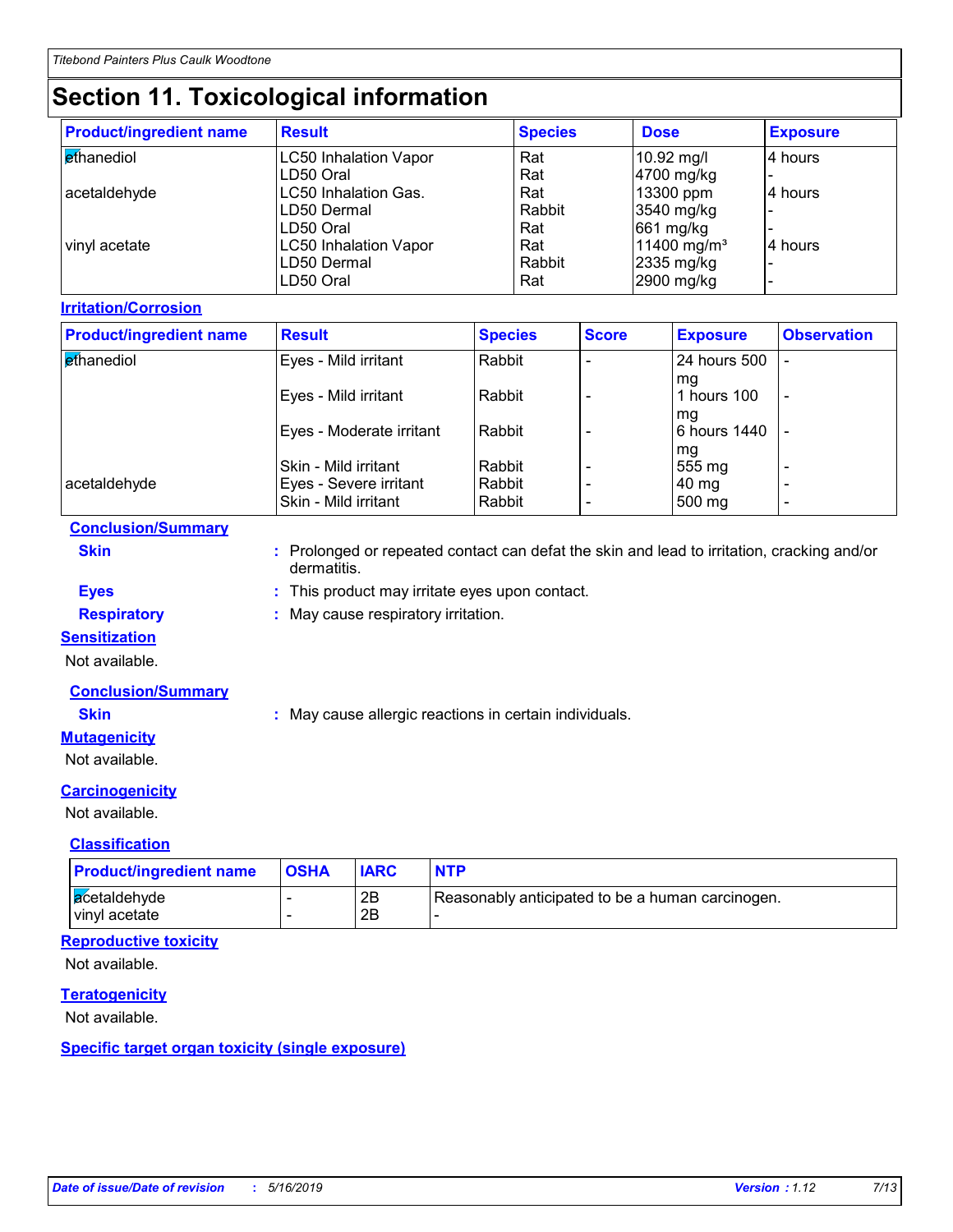# Section 11. Toxicological information

| Product/ingredient name | Result | Species | Dose | Exposure |
|---|---|---|---|---|
| ethanediol | LC50 Inhalation Vapor | Rat | 10.92 mg/l | 4 hours |
| | LD50 Oral | Rat | 4700 mg/kg | - |
| acetaldehyde | LC50 Inhalation Gas. | Rat | 13300 ppm | 4 hours |
| | LD50 Dermal | Rabbit | 3540 mg/kg | - |
| | LD50 Oral | Rat | 661 mg/kg | - |
| vinyl acetate | LC50 Inhalation Vapor | Rat | 11400 mg/m³ | 4 hours |
| | LD50 Dermal | Rabbit | 2335 mg/kg | - |
| | LD50 Oral | Rat | 2900 mg/kg | - |

**Irritation/Corrosion**

| Product/ingredient name | Result | Species | Score | Exposure | Observation |
|---|---|---|---|---|---|
| ethanediol | Eyes - Mild irritant | Rabbit | - | 24 hours 500 mg | - |
| | Eyes - Mild irritant | Rabbit | - | 1 hours 100 mg | - |
| | Eyes - Moderate irritant | Rabbit | - | 6 hours 1440 mg | - |
| | Skin - Mild irritant | Rabbit | - | 555 mg | - |
| acetaldehyde | Eyes - Severe irritant | Rabbit | - | 40 mg | - |
| | Skin - Mild irritant | Rabbit | - | 500 mg | - |

**Conclusion/Summary**

**Skin** : Prolonged or repeated contact can defat the skin and lead to irritation, cracking and/or dermatitis.

**Eyes** : This product may irritate eyes upon contact.

**Respiratory** : May cause respiratory irritation.

**Sensitization**

Not available.

**Conclusion/Summary**

**Skin** : May cause allergic reactions in certain individuals.

**Mutagenicity**

Not available.

**Carcinogenicity**

Not available.

**Classification**

| Product/ingredient name | OSHA | IARC | NTP |
|---|---|---|---|
| acetaldehyde | - | 2B | Reasonably anticipated to be a human carcinogen. |
| vinyl acetate | - | 2B | - |

**Reproductive toxicity**

Not available.

**Teratogenicity**

Not available.

**Specific target organ toxicity (single exposure)**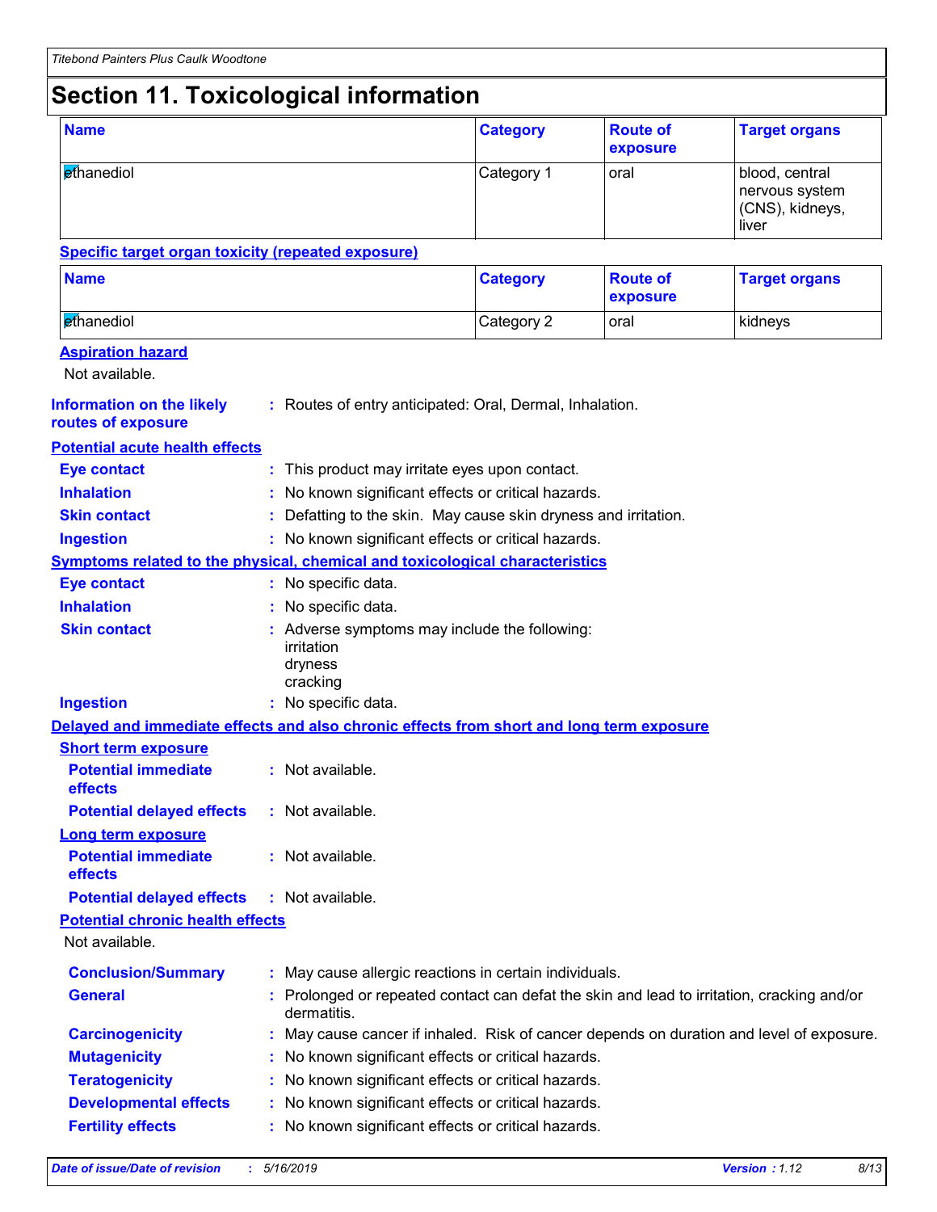# Section 11. Toxicological information

| Name | Category | Route of exposure | Target organs |
| --- | --- | --- | --- |
| ethanediol | Category 1 | oral | blood, central nervous system (CNS), kidneys, liver |

**Specific target organ toxicity (repeated exposure)**

| Name | Category | Route of exposure | Target organs |
| --- | --- | --- | --- |
| ethanediol | Category 2 | oral | kidneys |

**Aspiration hazard**

Not available.

**Information on the likely routes of exposure** : Routes of entry anticipated: Oral, Dermal, Inhalation.

**Potential acute health effects**

**Eye contact** : This product may irritate eyes upon contact.

**Inhalation** : No known significant effects or critical hazards.

**Skin contact** : Defatting to the skin. May cause skin dryness and irritation.

**Ingestion** : No known significant effects or critical hazards.

**Symptoms related to the physical, chemical and toxicological characteristics**

**Eye contact** : No specific data.

**Inhalation** : No specific data.

**Skin contact** : Adverse symptoms may include the following:
irritation
dryness
cracking

**Ingestion** : No specific data.

**Delayed and immediate effects and also chronic effects from short and long term exposure**

**Short term exposure**

**Potential immediate effects** : Not available.

**Potential delayed effects** : Not available.

**Long term exposure**

**Potential immediate effects** : Not available.

**Potential delayed effects** : Not available.

**Potential chronic health effects**

Not available.

**Conclusion/Summary** : May cause allergic reactions in certain individuals.

**General** : Prolonged or repeated contact can defat the skin and lead to irritation, cracking and/or dermatitis.

**Carcinogenicity** : May cause cancer if inhaled. Risk of cancer depends on duration and level of exposure.

**Mutagenicity** : No known significant effects or critical hazards.

**Teratogenicity** : No known significant effects or critical hazards.

**Developmental effects** : No known significant effects or critical hazards.

**Fertility effects** : No known significant effects or critical hazards.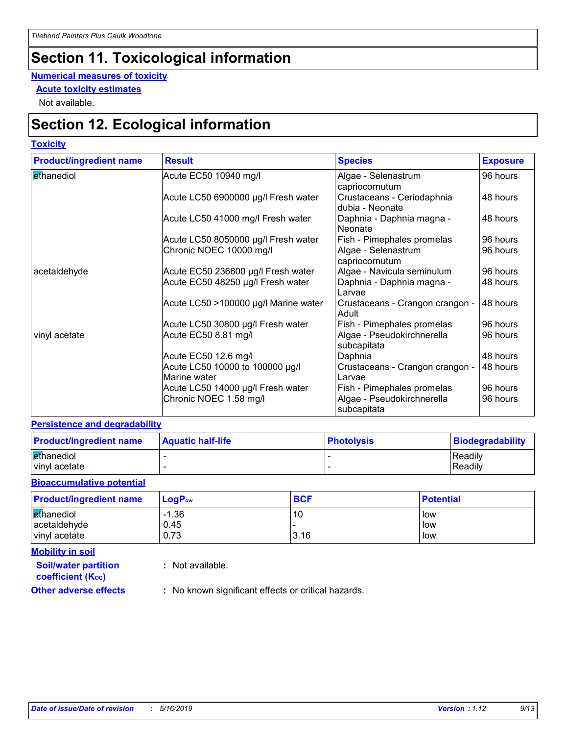# Section 11. Toxicological information

**Numerical measures of toxicity**

**Acute toxicity estimates**

Not available.

# Section 12. Ecological information

**Toxicity**

| Product/ingredient name | Result | Species | Exposure |
|---|---|---|---|
| ethanediol | Acute EC50 10940 mg/l | Algae - Selenastrum capriocornutum | 96 hours |
| | Acute LC50 6900000 µg/l Fresh water | Crustaceans - Ceriodaphnia dubia - Neonate | 48 hours |
| | Acute LC50 41000 mg/l Fresh water | Daphnia - Daphnia magna - Neonate | 48 hours |
| | Acute LC50 8050000 µg/l Fresh water | Fish - Pimephales promelas | 96 hours |
| | Chronic NOEC 10000 mg/l | Algae - Selenastrum capriocornutum | 96 hours |
| acetaldehyde | Acute EC50 236600 µg/l Fresh water | Algae - Navicula seminulum | 96 hours |
| | Acute EC50 48250 µg/l Fresh water | Daphnia - Daphnia magna - Larvae | 48 hours |
| | Acute LC50 >100000 µg/l Marine water | Crustaceans - Crangon crangon - Adult | 48 hours |
| | Acute LC50 30800 µg/l Fresh water | Fish - Pimephales promelas | 96 hours |
| vinyl acetate | Acute EC50 8.81 mg/l | Algae - Pseudokirchnerella subcapitata | 96 hours |
| | Acute EC50 12.6 mg/l | Daphnia | 48 hours |
| | Acute LC50 10000 to 100000 µg/l Marine water | Crustaceans - Crangon crangon - Larvae | 48 hours |
| | Acute LC50 14000 µg/l Fresh water | Fish - Pimephales promelas | 96 hours |
| | Chronic NOEC 1.58 mg/l | Algae - Pseudokirchnerella subcapitata | 96 hours |

**Persistence and degradability**

| Product/ingredient name | Aquatic half-life | Photolysis | Biodegradability |
|---|---|---|---|
| ethanediol | - | - | Readily |
| vinyl acetate | - | - | Readily |

**Bioaccumulative potential**

| Product/ingredient name | $LogP_{ow}$ | BCF | Potential |
|---|---|---|---|
| ethanediol | -1.36 | 10 | low |
| acetaldehyde | 0.45 | - | low |
| vinyl acetate | 0.73 | 3.16 | low |

**Mobility in soil**

**Soil/water partition coefficient ($K_{oc}$)** : Not available.

**Other adverse effects** : No known significant effects or critical hazards.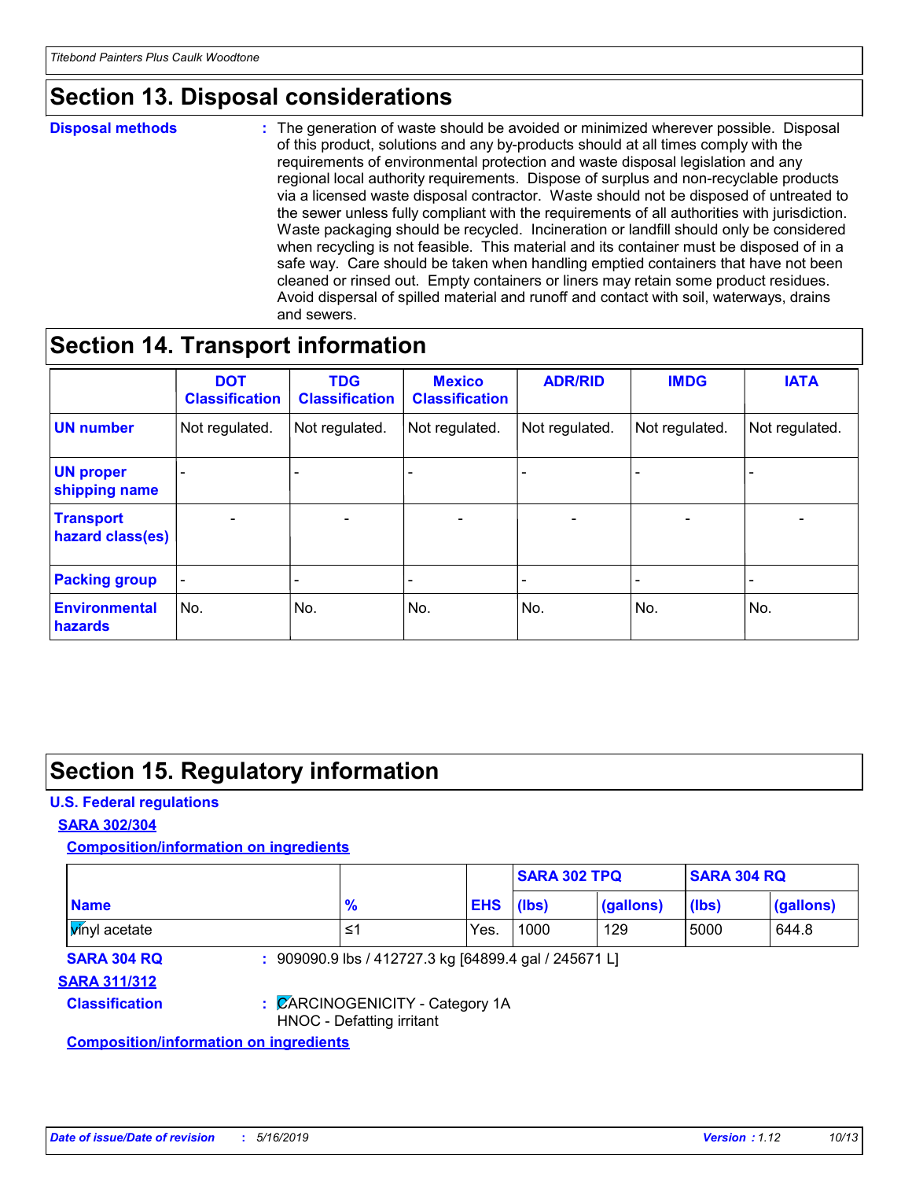## Section 13. Disposal considerations

**Disposal methods** : The generation of waste should be avoided or minimized wherever possible. Disposal of this product, solutions and any by-products should at all times comply with the requirements of environmental protection and waste disposal legislation and any regional local authority requirements. Dispose of surplus and non-recyclable products via a licensed waste disposal contractor. Waste should not be disposed of untreated to the sewer unless fully compliant with the requirements of all authorities with jurisdiction. Waste packaging should be recycled. Incineration or landfill should only be considered when recycling is not feasible. This material and its container must be disposed of in a safe way. Care should be taken when handling emptied containers that have not been cleaned or rinsed out. Empty containers or liners may retain some product residues. Avoid dispersal of spilled material and runoff and contact with soil, waterways, drains and sewers.

## Section 14. Transport information

| | DOT Classification | TDG Classification | Mexico Classification | ADR/RID | IMDG | IATA |
|---|---|---|---|---|---|---|
| **UN number** | Not regulated. | Not regulated. | Not regulated. | Not regulated. | Not regulated. | Not regulated. |
| **UN proper shipping name** | - | - | - | - | - | - |
| **Transport hazard class(es)** | - | - | - | - | - | - |
| **Packing group** | - | - | - | - | - | - |
| **Environmental hazards** | No. | No. | No. | No. | No. | No. |

## Section 15. Regulatory information

**U.S. Federal regulations**

**SARA 302/304**

**Composition/information on ingredients**

| | | | SARA 302 TPQ | | SARA 304 RQ | |
|---|---|---|---|---|---|---|
| **Name** | **%** | **EHS** | **(lbs)** | **(gallons)** | **(lbs)** | **(gallons)** |
| Vinyl acetate | ≤1 | Yes. | 1000 | 129 | 5000 | 644.8 |

**SARA 304 RQ** : 909090.9 lbs / 412727.3 kg [64899.4 gal / 245671 L]

**SARA 311/312**

**Classification** : CARCINOGENICITY - Category 1A
HNOC - Defatting irritant

**Composition/information on ingredients**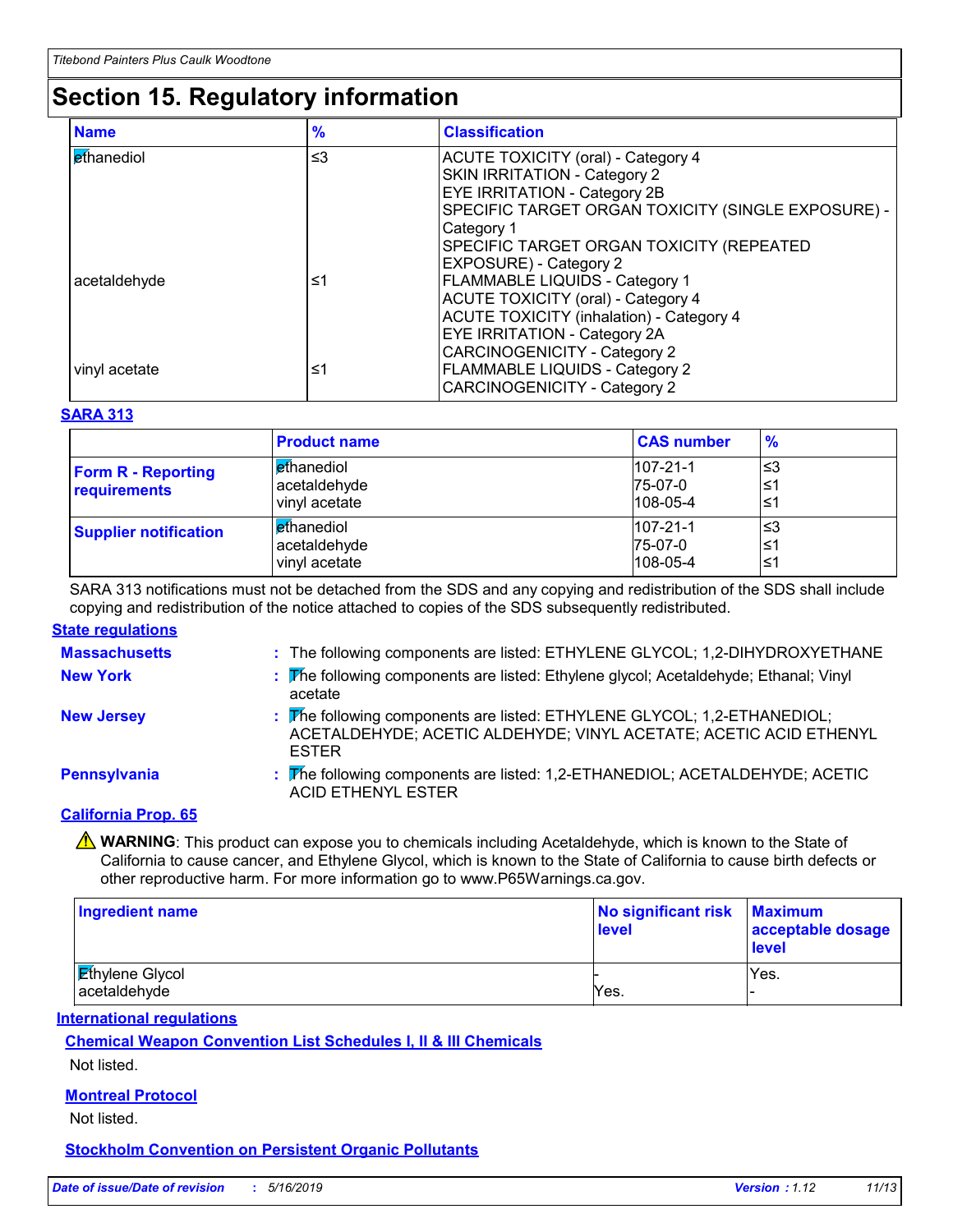## Section 15. Regulatory information

| Name | % | Classification |
|---|---|---|
| ethanediol | ≤3 | ACUTE TOXICITY (oral) - Category 4<br>SKIN IRRITATION - Category 2<br>EYE IRRITATION - Category 2B<br>SPECIFIC TARGET ORGAN TOXICITY (SINGLE EXPOSURE) - Category 1<br>SPECIFIC TARGET ORGAN TOXICITY (REPEATED EXPOSURE) - Category 2 |
| acetaldehyde | ≤1 | FLAMMABLE LIQUIDS - Category 1<br>ACUTE TOXICITY (oral) - Category 4<br>ACUTE TOXICITY (inhalation) - Category 4<br>EYE IRRITATION - Category 2A<br>CARCINOGENICITY - Category 2 |
| vinyl acetate | ≤1 | FLAMMABLE LIQUIDS - Category 2<br>CARCINOGENICITY - Category 2 |

**SARA 313**

| | Product name | CAS number | % |
|---|---|---|---|
| **Form R - Reporting requirements** | ethanediol<br>acetaldehyde<br>vinyl acetate | 107-21-1<br>75-07-0<br>108-05-4 | ≤3<br>≤1<br>≤1 |
| **Supplier notification** | ethanediol<br>acetaldehyde<br>vinyl acetate | 107-21-1<br>75-07-0<br>108-05-4 | ≤3<br>≤1<br>≤1 |

SARA 313 notifications must not be detached from the SDS and any copying and redistribution of the SDS shall include copying and redistribution of the notice attached to copies of the SDS subsequently redistributed.

**State regulations**

**Massachusetts** : The following components are listed: ETHYLENE GLYCOL; 1,2-DIHYDROXYETHANE

**New York** : The following components are listed: Ethylene glycol; Acetaldehyde; Ethanal; Vinyl acetate

**New Jersey** : The following components are listed: ETHYLENE GLYCOL; 1,2-ETHANEDIOL; ACETALDEHYDE; ACETIC ALDEHYDE; VINYL ACETATE; ACETIC ACID ETHENYL ESTER

**Pennsylvania** : The following components are listed: 1,2-ETHANEDIOL; ACETALDEHYDE; ACETIC ACID ETHENYL ESTER

**California Prop. 65**

⚠ **WARNING**: This product can expose you to chemicals including Acetaldehyde, which is known to the State of California to cause cancer, and Ethylene Glycol, which is known to the State of California to cause birth defects or other reproductive harm. For more information go to www.P65Warnings.ca.gov.

| Ingredient name | No significant risk level | Maximum acceptable dosage level |
|---|---|---|
| Ethylene Glycol | - | Yes. |
| acetaldehyde | Yes. | - |

**International regulations**

**Chemical Weapon Convention List Schedules I, II & III Chemicals**

Not listed.

**Montreal Protocol**

Not listed.

**Stockholm Convention on Persistent Organic Pollutants**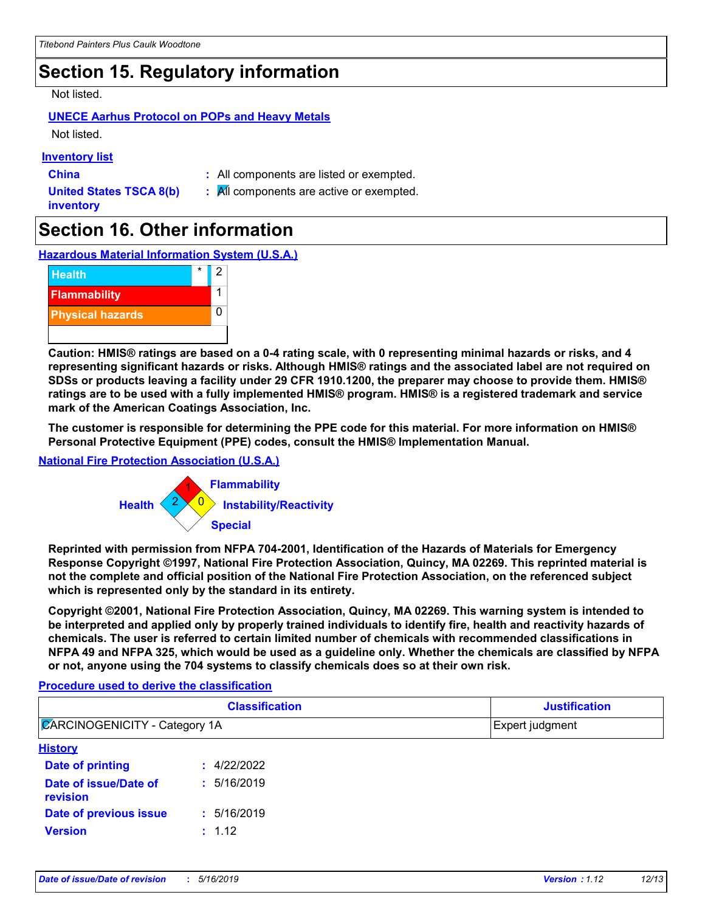## Section 15. Regulatory information

Not listed.

**UNECE Aarhus Protocol on POPs and Heavy Metals**

Not listed.

**Inventory list**

**China** : All components are listed or exempted.

**United States TSCA 8(b) inventory** : All components are active or exempted.

## Section 16. Other information

**Hazardous Material Information System (U.S.A.)**

| | | |
|---|---|---|
| Health | * | 2 |
| Flammability | | 1 |
| Physical hazards | | 0 |

**Caution: HMIS® ratings are based on a 0-4 rating scale, with 0 representing minimal hazards or risks, and 4 representing significant hazards or risks. Although HMIS® ratings and the associated label are not required on SDSs or products leaving a facility under 29 CFR 1910.1200, the preparer may choose to provide them. HMIS® ratings are to be used with a fully implemented HMIS® program. HMIS® is a registered trademark and service mark of the American Coatings Association, Inc.**

**The customer is responsible for determining the PPE code for this material. For more information on HMIS® Personal Protective Equipment (PPE) codes, consult the HMIS® Implementation Manual.**

**National Fire Protection Association (U.S.A.)**

Health: 2
Flammability: 1
Instability/Reactivity: 0
Special:

**Reprinted with permission from NFPA 704-2001, Identification of the Hazards of Materials for Emergency Response Copyright ©1997, National Fire Protection Association, Quincy, MA 02269. This reprinted material is not the complete and official position of the National Fire Protection Association, on the referenced subject which is represented only by the standard in its entirety.**

**Copyright ©2001, National Fire Protection Association, Quincy, MA 02269. This warning system is intended to be interpreted and applied only by properly trained individuals to identify fire, health and reactivity hazards of chemicals. The user is referred to certain limited number of chemicals with recommended classifications in NFPA 49 and NFPA 325, which would be used as a guideline only. Whether the chemicals are classified by NFPA or not, anyone using the 704 systems to classify chemicals does so at their own risk.**

**Procedure used to derive the classification**

| Classification | Justification |
|---|---|
| CARCINOGENICITY - Category 1A | Expert judgment |

**History**

**Date of printing** : 4/22/2022

**Date of issue/Date of revision** : 5/16/2019

**Date of previous issue** : 5/16/2019

**Version** : 1.12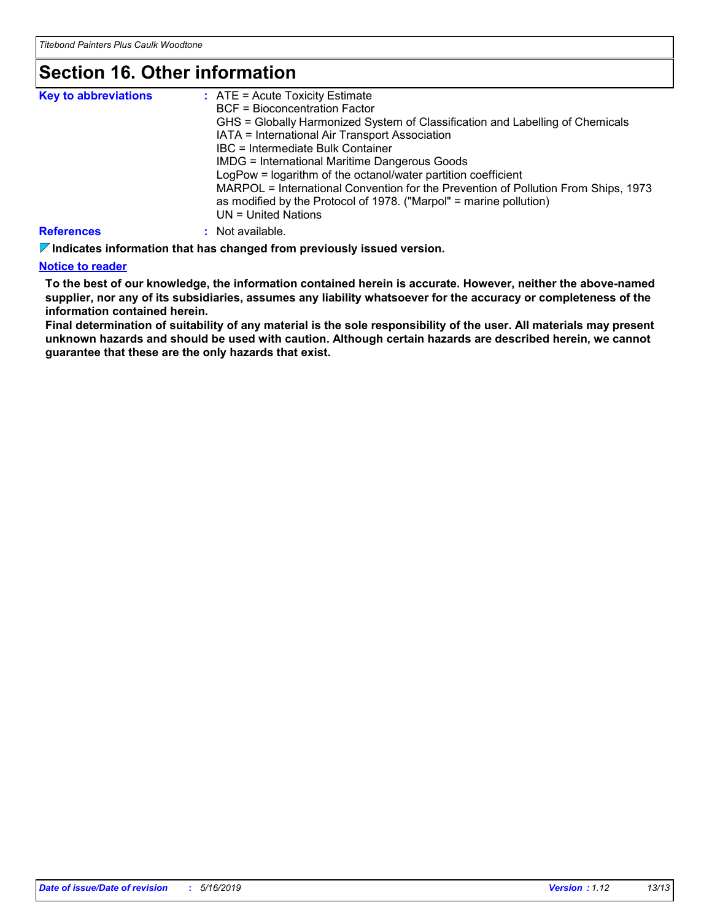# Section 16. Other information

**Key to abbreviations** : ATE = Acute Toxicity Estimate
BCF = Bioconcentration Factor
GHS = Globally Harmonized System of Classification and Labelling of Chemicals
IATA = International Air Transport Association
IBC = Intermediate Bulk Container
IMDG = International Maritime Dangerous Goods
LogPow = logarithm of the octanol/water partition coefficient
MARPOL = International Convention for the Prevention of Pollution From Ships, 1973 as modified by the Protocol of 1978. ("Marpol" = marine pollution)
UN = United Nations

**References** : Not available.

**Indicates information that has changed from previously issued version.**

**Notice to reader**

**To the best of our knowledge, the information contained herein is accurate. However, neither the above-named supplier, nor any of its subsidiaries, assumes any liability whatsoever for the accuracy or completeness of the information contained herein.**
**Final determination of suitability of any material is the sole responsibility of the user. All materials may present unknown hazards and should be used with caution. Although certain hazards are described herein, we cannot guarantee that these are the only hazards that exist.**